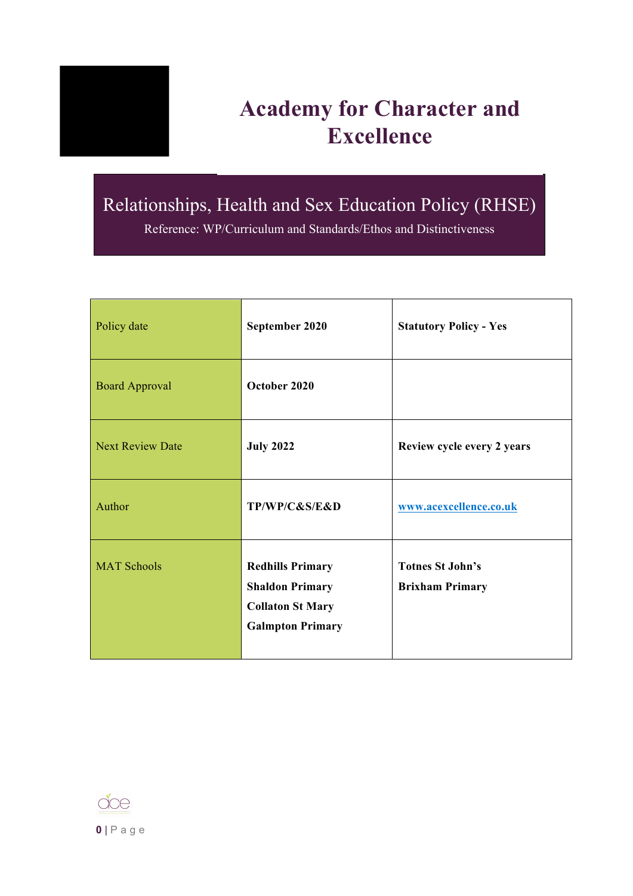# Academy for Character and Excellence

## Relationships, Health and Sex Education Policy (RHSE)

Reference: WP/Curriculum and Standards/Ethos and Distinctiveness

| | | |
|---|---|---|
| Policy date | **September 2020** | **Statutory Policy - Yes** |
| Board Approval | **October 2020** | |
| Next Review Date | **July 2022** | **Review cycle every 2 years** |
| Author | **TP/WP/C&S/E&D** | **www.acexcellence.co.uk** |
| MAT Schools | **Redhills Primary**<br>**Shaldon Primary**<br>**Collaton St Mary**<br>**Galmpton Primary** | **Totnes St John's**<br>**Brixham Primary** |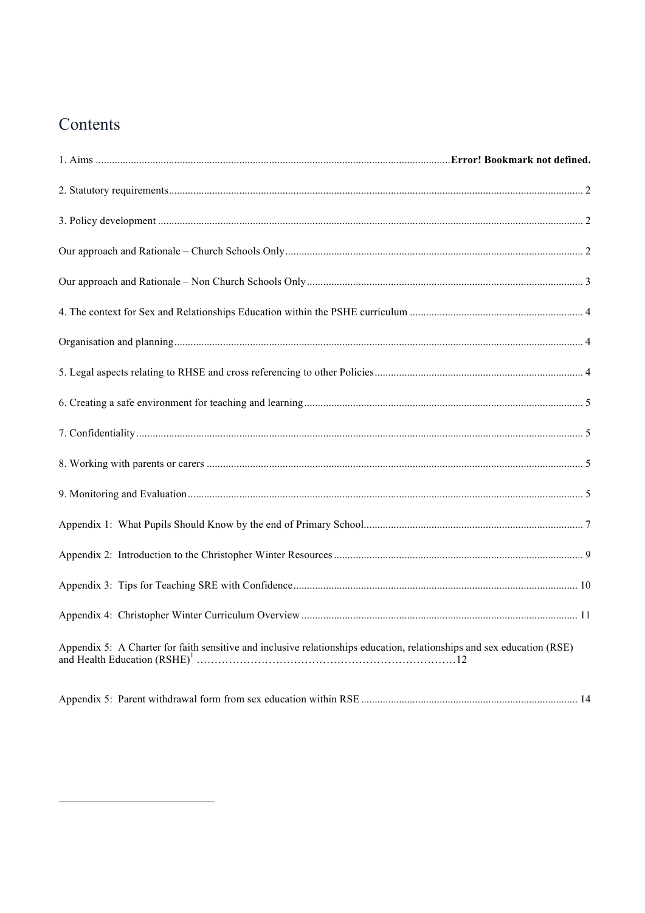# Contents

1. Aims ........................................ Error! Bookmark not defined.

2. Statutory requirements ........................................ 2

3. Policy development ........................................ 2

Our approach and Rationale – Church Schools Only ........................................ 2

Our approach and Rationale – Non Church Schools Only ........................................ 3

4. The context for Sex and Relationships Education within the PSHE curriculum ........................................ 4

Organisation and planning ........................................ 4

5. Legal aspects relating to RHSE and cross referencing to other Policies ........................................ 4

6. Creating a safe environment for teaching and learning ........................................ 5

7. Confidentiality ........................................ 5

8. Working with parents or carers ........................................ 5

9. Monitoring and Evaluation ........................................ 5

Appendix 1: What Pupils Should Know by the end of Primary School ........................................ 7

Appendix 2: Introduction to the Christopher Winter Resources ........................................ 9

Appendix 3: Tips for Teaching SRE with Confidence ........................................ 10

Appendix 4: Christopher Winter Curriculum Overview ........................................ 11

Appendix 5: A Charter for faith sensitive and inclusive relationships education, relationships and sex education (RSE) and Health Education (RSHE)[1] ........................................ 12

Appendix 5: Parent withdrawal form from sex education within RSE ........................................ 14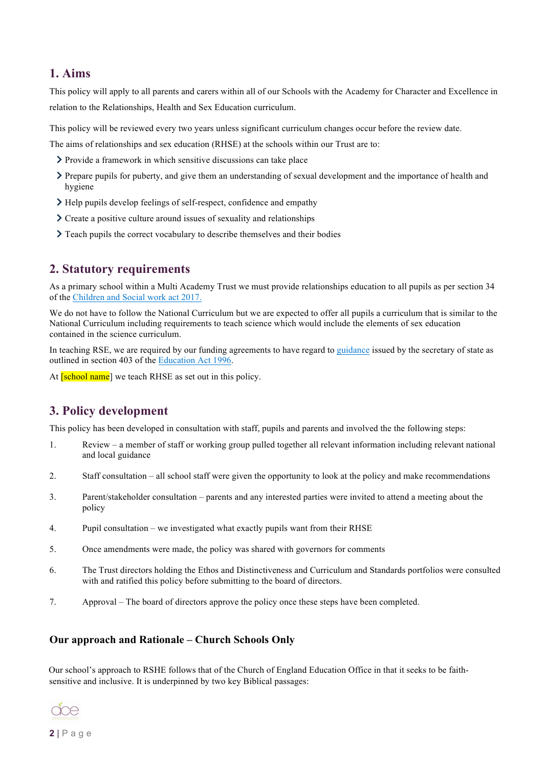## 1. Aims

This policy will apply to all parents and carers within all of our Schools with the Academy for Character and Excellence in relation to the Relationships, Health and Sex Education curriculum.

This policy will be reviewed every two years unless significant curriculum changes occur before the review date.

The aims of relationships and sex education (RHSE) at the schools within our Trust are to:

- Provide a framework in which sensitive discussions can take place
- Prepare pupils for puberty, and give them an understanding of sexual development and the importance of health and hygiene
- Help pupils develop feelings of self-respect, confidence and empathy
- Create a positive culture around issues of sexuality and relationships
- Teach pupils the correct vocabulary to describe themselves and their bodies

## 2. Statutory requirements

As a primary school within a Multi Academy Trust we must provide relationships education to all pupils as per section 34 of the Children and Social work act 2017.

We do not have to follow the National Curriculum but we are expected to offer all pupils a curriculum that is similar to the National Curriculum including requirements to teach science which would include the elements of sex education contained in the science curriculum.

In teaching RSE, we are required by our funding agreements to have regard to guidance issued by the secretary of state as outlined in section 403 of the Education Act 1996.

At [school name] we teach RHSE as set out in this policy.

## 3. Policy development

This policy has been developed in consultation with staff, pupils and parents and involved the the following steps:

1. Review – a member of staff or working group pulled together all relevant information including relevant national and local guidance
2. Staff consultation – all school staff were given the opportunity to look at the policy and make recommendations
3. Parent/stakeholder consultation – parents and any interested parties were invited to attend a meeting about the policy
4. Pupil consultation – we investigated what exactly pupils want from their RHSE
5. Once amendments were made, the policy was shared with governors for comments
6. The Trust directors holding the Ethos and Distinctiveness and Curriculum and Standards portfolios were consulted with and ratified this policy before submitting to the board of directors.
7. Approval – The board of directors approve the policy once these steps have been completed.

### Our approach and Rationale – Church Schools Only

Our school's approach to RSHE follows that of the Church of England Education Office in that it seeks to be faith-sensitive and inclusive. It is underpinned by two key Biblical passages: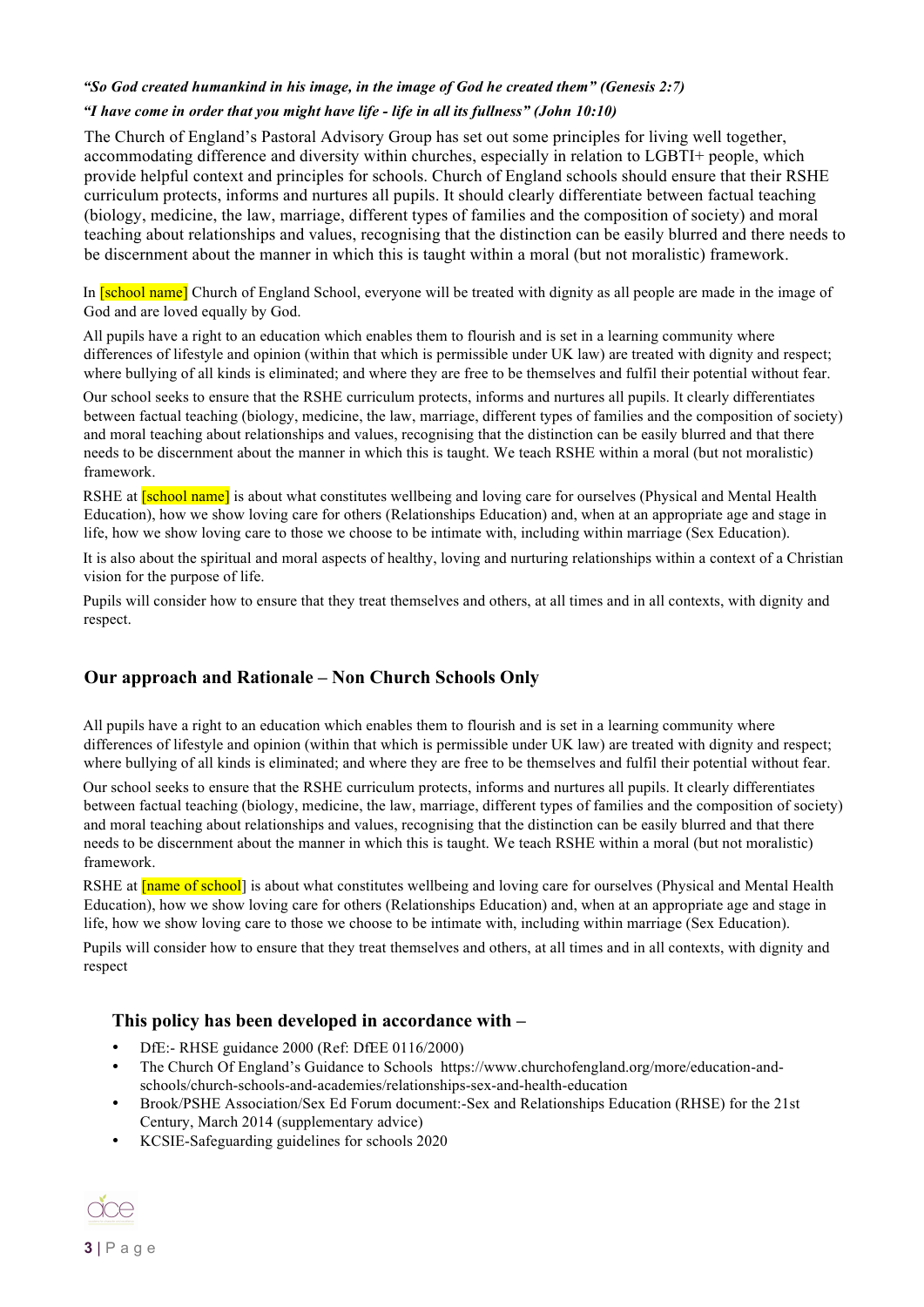*"So God created humankind in his image, in the image of God he created them" (Genesis 2:7)*

*"I have come in order that you might have life - life in all its fullness" (John 10:10)*

The Church of England's Pastoral Advisory Group has set out some principles for living well together, accommodating difference and diversity within churches, especially in relation to LGBTI+ people, which provide helpful context and principles for schools. Church of England schools should ensure that their RSHE curriculum protects, informs and nurtures all pupils. It should clearly differentiate between factual teaching (biology, medicine, the law, marriage, different types of families and the composition of society) and moral teaching about relationships and values, recognising that the distinction can be easily blurred and there needs to be discernment about the manner in which this is taught within a moral (but not moralistic) framework.

In [school name] Church of England School, everyone will be treated with dignity as all people are made in the image of God and are loved equally by God.

All pupils have a right to an education which enables them to flourish and is set in a learning community where differences of lifestyle and opinion (within that which is permissible under UK law) are treated with dignity and respect; where bullying of all kinds is eliminated; and where they are free to be themselves and fulfil their potential without fear.

Our school seeks to ensure that the RSHE curriculum protects, informs and nurtures all pupils. It clearly differentiates between factual teaching (biology, medicine, the law, marriage, different types of families and the composition of society) and moral teaching about relationships and values, recognising that the distinction can be easily blurred and that there needs to be discernment about the manner in which this is taught. We teach RSHE within a moral (but not moralistic) framework.

RSHE at [school name] is about what constitutes wellbeing and loving care for ourselves (Physical and Mental Health Education), how we show loving care for others (Relationships Education) and, when at an appropriate age and stage in life, how we show loving care to those we choose to be intimate with, including within marriage (Sex Education).

It is also about the spiritual and moral aspects of healthy, loving and nurturing relationships within a context of a Christian vision for the purpose of life.

Pupils will consider how to ensure that they treat themselves and others, at all times and in all contexts, with dignity and respect.

## Our approach and Rationale – Non Church Schools Only

All pupils have a right to an education which enables them to flourish and is set in a learning community where differences of lifestyle and opinion (within that which is permissible under UK law) are treated with dignity and respect; where bullying of all kinds is eliminated; and where they are free to be themselves and fulfil their potential without fear.

Our school seeks to ensure that the RSHE curriculum protects, informs and nurtures all pupils. It clearly differentiates between factual teaching (biology, medicine, the law, marriage, different types of families and the composition of society) and moral teaching about relationships and values, recognising that the distinction can be easily blurred and that there needs to be discernment about the manner in which this is taught. We teach RSHE within a moral (but not moralistic) framework.

RSHE at [name of school] is about what constitutes wellbeing and loving care for ourselves (Physical and Mental Health Education), how we show loving care for others (Relationships Education) and, when at an appropriate age and stage in life, how we show loving care to those we choose to be intimate with, including within marriage (Sex Education).

Pupils will consider how to ensure that they treat themselves and others, at all times and in all contexts, with dignity and respect

### This policy has been developed in accordance with –

- DfE:- RHSE guidance 2000 (Ref: DfEE 0116/2000)
- The Church Of England's Guidance to Schools https://www.churchofengland.org/more/education-and-schools/church-schools-and-academies/relationships-sex-and-health-education
- Brook/PSHE Association/Sex Ed Forum document:-Sex and Relationships Education (RHSE) for the 21st Century, March 2014 (supplementary advice)
- KCSIE-Safeguarding guidelines for schools 2020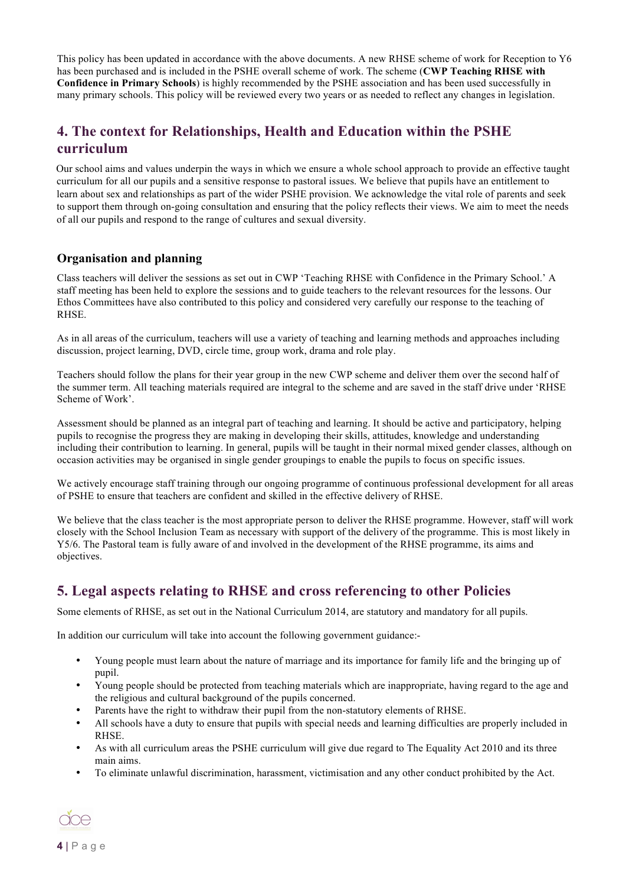This policy has been updated in accordance with the above documents. A new RHSE scheme of work for Reception to Y6 has been purchased and is included in the PSHE overall scheme of work. The scheme (**CWP Teaching RHSE with Confidence in Primary Schools**) is highly recommended by the PSHE association and has been used successfully in many primary schools. This policy will be reviewed every two years or as needed to reflect any changes in legislation.

## 4. The context for Relationships, Health and Education within the PSHE curriculum

Our school aims and values underpin the ways in which we ensure a whole school approach to provide an effective taught curriculum for all our pupils and a sensitive response to pastoral issues. We believe that pupils have an entitlement to learn about sex and relationships as part of the wider PSHE provision. We acknowledge the vital role of parents and seek to support them through on-going consultation and ensuring that the policy reflects their views. We aim to meet the needs of all our pupils and respond to the range of cultures and sexual diversity.

### Organisation and planning

Class teachers will deliver the sessions as set out in CWP 'Teaching RHSE with Confidence in the Primary School.' A staff meeting has been held to explore the sessions and to guide teachers to the relevant resources for the lessons. Our Ethos Committees have also contributed to this policy and considered very carefully our response to the teaching of RHSE.

As in all areas of the curriculum, teachers will use a variety of teaching and learning methods and approaches including discussion, project learning, DVD, circle time, group work, drama and role play.

Teachers should follow the plans for their year group in the new CWP scheme and deliver them over the second half of the summer term. All teaching materials required are integral to the scheme and are saved in the staff drive under 'RHSE Scheme of Work'.

Assessment should be planned as an integral part of teaching and learning. It should be active and participatory, helping pupils to recognise the progress they are making in developing their skills, attitudes, knowledge and understanding including their contribution to learning. In general, pupils will be taught in their normal mixed gender classes, although on occasion activities may be organised in single gender groupings to enable the pupils to focus on specific issues.

We actively encourage staff training through our ongoing programme of continuous professional development for all areas of PSHE to ensure that teachers are confident and skilled in the effective delivery of RHSE.

We believe that the class teacher is the most appropriate person to deliver the RHSE programme. However, staff will work closely with the School Inclusion Team as necessary with support of the delivery of the programme. This is most likely in Y5/6. The Pastoral team is fully aware of and involved in the development of the RHSE programme, its aims and objectives.

## 5. Legal aspects relating to RHSE and cross referencing to other Policies

Some elements of RHSE, as set out in the National Curriculum 2014, are statutory and mandatory for all pupils.

In addition our curriculum will take into account the following government guidance:-

- Young people must learn about the nature of marriage and its importance for family life and the bringing up of pupil.
- Young people should be protected from teaching materials which are inappropriate, having regard to the age and the religious and cultural background of the pupils concerned.
- Parents have the right to withdraw their pupil from the non-statutory elements of RHSE.
- All schools have a duty to ensure that pupils with special needs and learning difficulties are properly included in RHSE.
- As with all curriculum areas the PSHE curriculum will give due regard to The Equality Act 2010 and its three main aims.
- To eliminate unlawful discrimination, harassment, victimisation and any other conduct prohibited by the Act.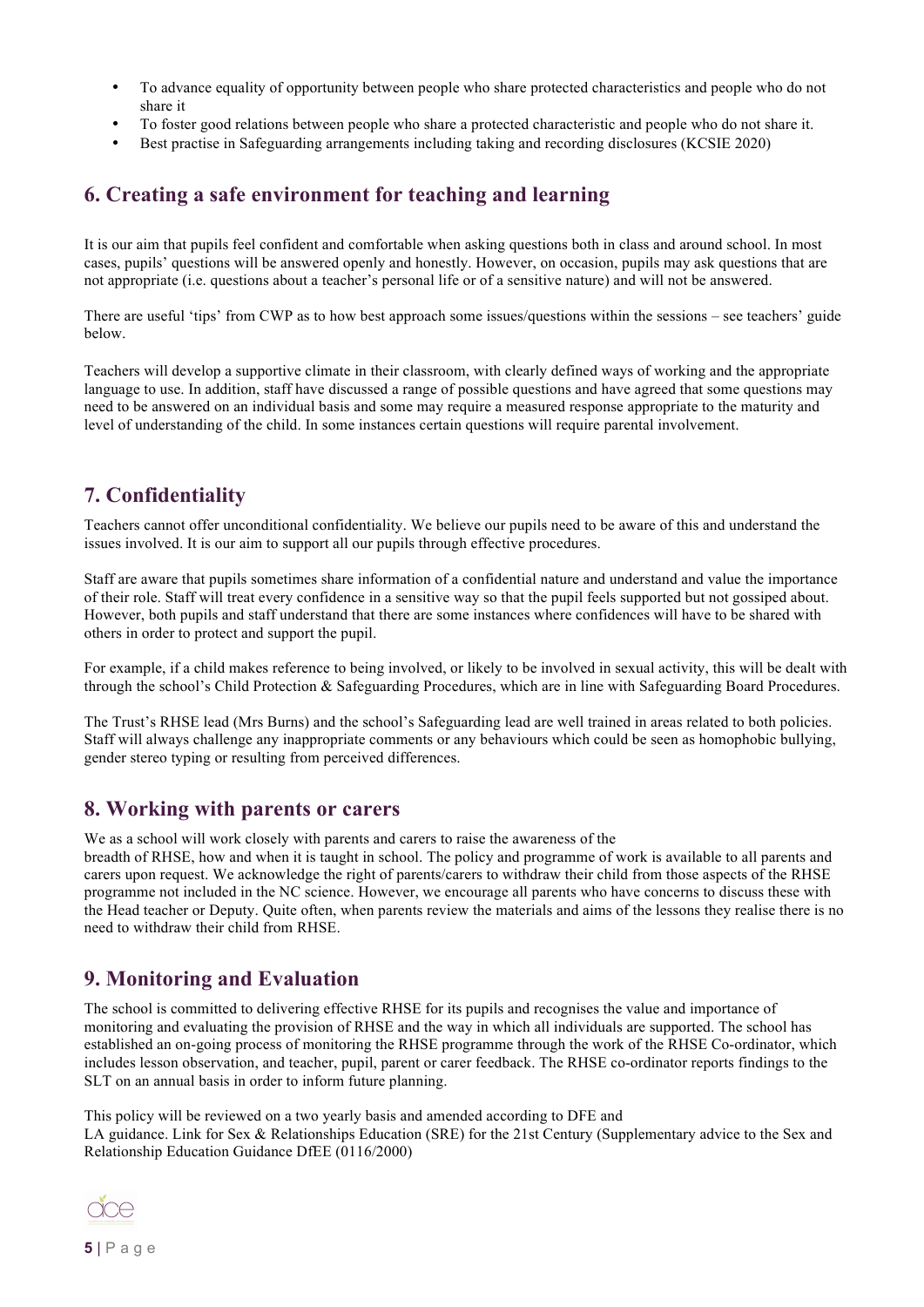- To advance equality of opportunity between people who share protected characteristics and people who do not share it
- To foster good relations between people who share a protected characteristic and people who do not share it.
- Best practise in Safeguarding arrangements including taking and recording disclosures (KCSIE 2020)

## 6. Creating a safe environment for teaching and learning

It is our aim that pupils feel confident and comfortable when asking questions both in class and around school. In most cases, pupils' questions will be answered openly and honestly. However, on occasion, pupils may ask questions that are not appropriate (i.e. questions about a teacher's personal life or of a sensitive nature) and will not be answered.

There are useful 'tips' from CWP as to how best approach some issues/questions within the sessions – see teachers' guide below.

Teachers will develop a supportive climate in their classroom, with clearly defined ways of working and the appropriate language to use. In addition, staff have discussed a range of possible questions and have agreed that some questions may need to be answered on an individual basis and some may require a measured response appropriate to the maturity and level of understanding of the child. In some instances certain questions will require parental involvement.

## 7. Confidentiality

Teachers cannot offer unconditional confidentiality. We believe our pupils need to be aware of this and understand the issues involved. It is our aim to support all our pupils through effective procedures.

Staff are aware that pupils sometimes share information of a confidential nature and understand and value the importance of their role. Staff will treat every confidence in a sensitive way so that the pupil feels supported but not gossiped about. However, both pupils and staff understand that there are some instances where confidences will have to be shared with others in order to protect and support the pupil.

For example, if a child makes reference to being involved, or likely to be involved in sexual activity, this will be dealt with through the school's Child Protection & Safeguarding Procedures, which are in line with Safeguarding Board Procedures.

The Trust's RHSE lead (Mrs Burns) and the school's Safeguarding lead are well trained in areas related to both policies. Staff will always challenge any inappropriate comments or any behaviours which could be seen as homophobic bullying, gender stereo typing or resulting from perceived differences.

## 8. Working with parents or carers

We as a school will work closely with parents and carers to raise the awareness of the breadth of RHSE, how and when it is taught in school. The policy and programme of work is available to all parents and carers upon request. We acknowledge the right of parents/carers to withdraw their child from those aspects of the RHSE programme not included in the NC science. However, we encourage all parents who have concerns to discuss these with the Head teacher or Deputy. Quite often, when parents review the materials and aims of the lessons they realise there is no need to withdraw their child from RHSE.

## 9. Monitoring and Evaluation

The school is committed to delivering effective RHSE for its pupils and recognises the value and importance of monitoring and evaluating the provision of RHSE and the way in which all individuals are supported. The school has established an on-going process of monitoring the RHSE programme through the work of the RHSE Co-ordinator, which includes lesson observation, and teacher, pupil, parent or carer feedback. The RHSE co-ordinator reports findings to the SLT on an annual basis in order to inform future planning.

This policy will be reviewed on a two yearly basis and amended according to DFE and LA guidance. Link for Sex & Relationships Education (SRE) for the 21st Century (Supplementary advice to the Sex and Relationship Education Guidance DfEE (0116/2000)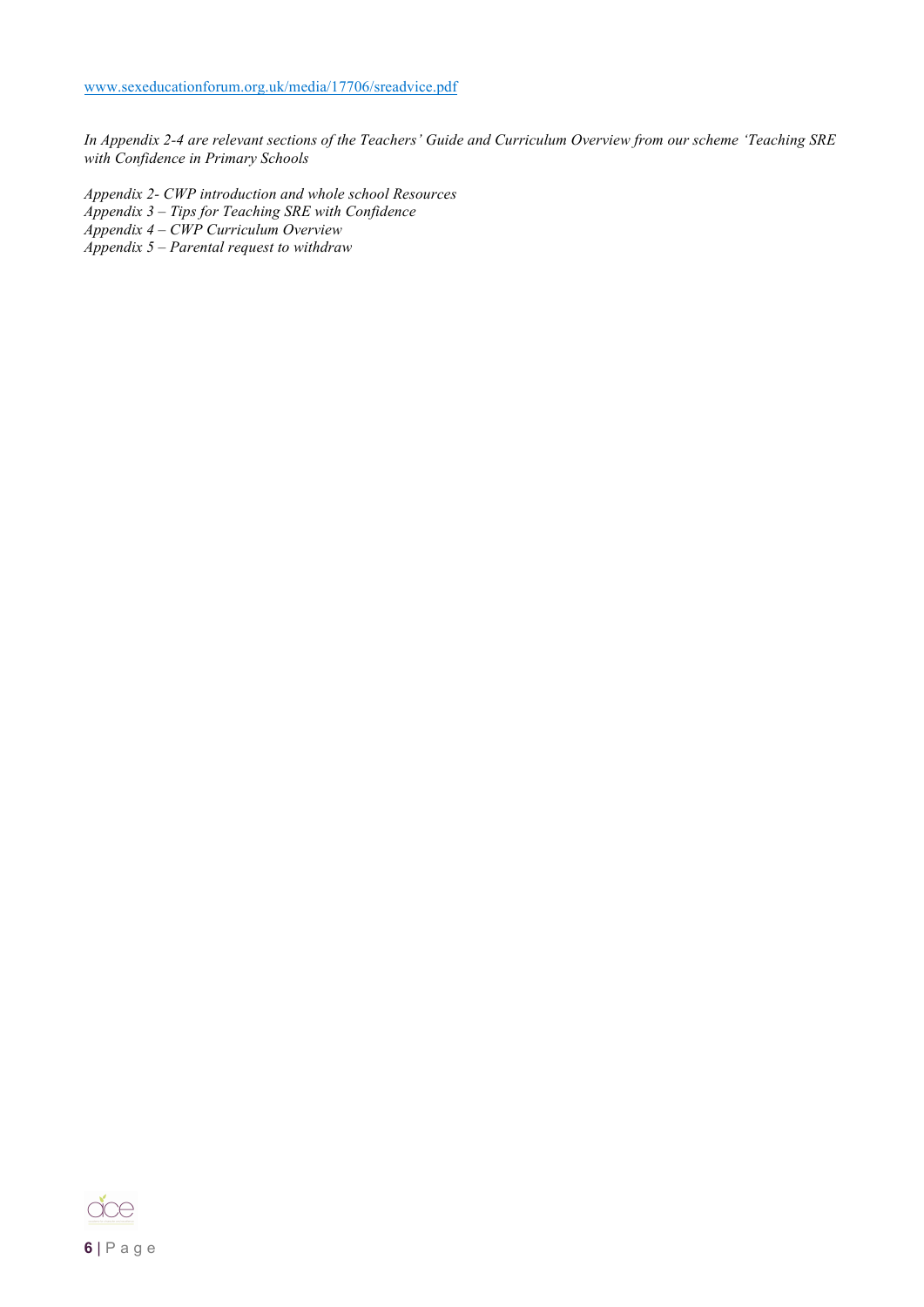[www.sexeducationforum.org.uk/media/17706/sreadvice.pdf](www.sexeducationforum.org.uk/media/17706/sreadvice.pdf)

*In Appendix 2-4 are relevant sections of the Teachers' Guide and Curriculum Overview from our scheme 'Teaching SRE with Confidence in Primary Schools*

*Appendix 2- CWP introduction and whole school Resources*
*Appendix 3 – Tips for Teaching SRE with Confidence*
*Appendix 4 – CWP Curriculum Overview*
*Appendix 5 – Parental request to withdraw*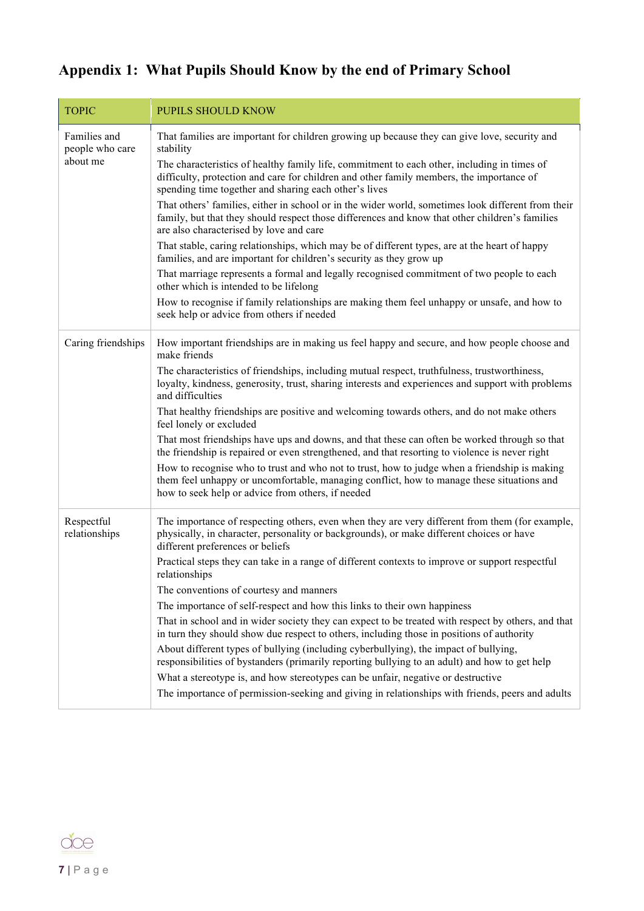# Appendix 1: What Pupils Should Know by the end of Primary School

| TOPIC | PUPILS SHOULD KNOW |
|---|---|
| Families and people who care about me | That families are important for children growing up because they can give love, security and stability<br>The characteristics of healthy family life, commitment to each other, including in times of difficulty, protection and care for children and other family members, the importance of spending time together and sharing each other's lives<br>That others' families, either in school or in the wider world, sometimes look different from their family, but that they should respect those differences and know that other children's families are also characterised by love and care<br>That stable, caring relationships, which may be of different types, are at the heart of happy families, and are important for children's security as they grow up<br>That marriage represents a formal and legally recognised commitment of two people to each other which is intended to be lifelong<br>How to recognise if family relationships are making them feel unhappy or unsafe, and how to seek help or advice from others if needed |
| Caring friendships | How important friendships are in making us feel happy and secure, and how people choose and make friends<br>The characteristics of friendships, including mutual respect, truthfulness, trustworthiness, loyalty, kindness, generosity, trust, sharing interests and experiences and support with problems and difficulties<br>That healthy friendships are positive and welcoming towards others, and do not make others feel lonely or excluded<br>That most friendships have ups and downs, and that these can often be worked through so that the friendship is repaired or even strengthened, and that resorting to violence is never right<br>How to recognise who to trust and who not to trust, how to judge when a friendship is making them feel unhappy or uncomfortable, managing conflict, how to manage these situations and how to seek help or advice from others, if needed |
| Respectful relationships | The importance of respecting others, even when they are very different from them (for example, physically, in character, personality or backgrounds), or make different choices or have different preferences or beliefs<br>Practical steps they can take in a range of different contexts to improve or support respectful relationships<br>The conventions of courtesy and manners<br>The importance of self-respect and how this links to their own happiness<br>That in school and in wider society they can expect to be treated with respect by others, and that in turn they should show due respect to others, including those in positions of authority<br>About different types of bullying (including cyberbullying), the impact of bullying, responsibilities of bystanders (primarily reporting bullying to an adult) and how to get help<br>What a stereotype is, and how stereotypes can be unfair, negative or destructive<br>The importance of permission-seeking and giving in relationships with friends, peers and adults |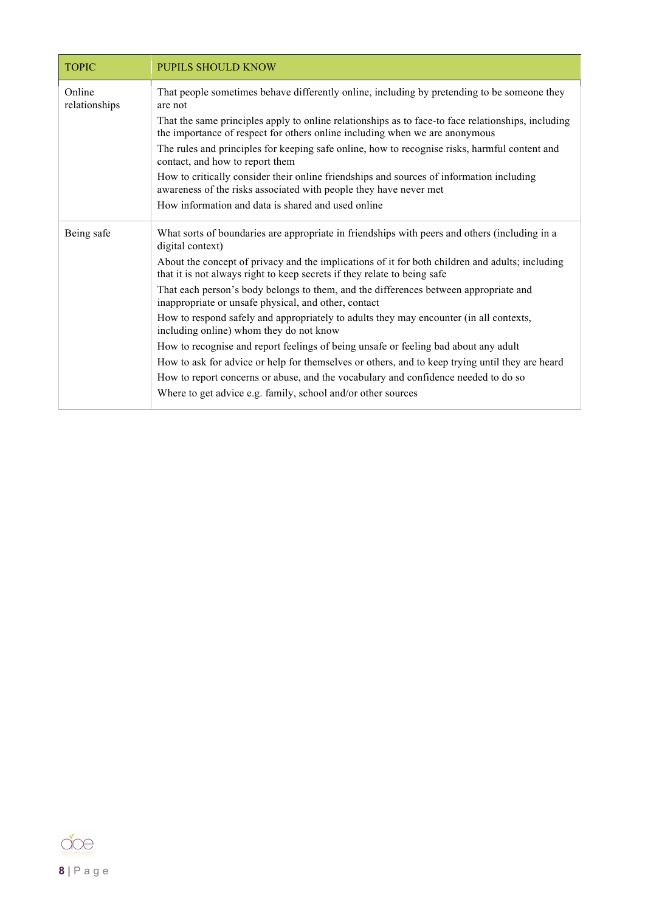| TOPIC | PUPILS SHOULD KNOW |
|---|---|
| Online relationships | That people sometimes behave differently online, including by pretending to be someone they are not<br>That the same principles apply to online relationships as to face-to face relationships, including the importance of respect for others online including when we are anonymous<br>The rules and principles for keeping safe online, how to recognise risks, harmful content and contact, and how to report them<br>How to critically consider their online friendships and sources of information including awareness of the risks associated with people they have never met<br>How information and data is shared and used online |
| Being safe | What sorts of boundaries are appropriate in friendships with peers and others (including in a digital context)<br>About the concept of privacy and the implications of it for both children and adults; including that it is not always right to keep secrets if they relate to being safe<br>That each person's body belongs to them, and the differences between appropriate and inappropriate or unsafe physical, and other, contact<br>How to respond safely and appropriately to adults they may encounter (in all contexts, including online) whom they do not know<br>How to recognise and report feelings of being unsafe or feeling bad about any adult<br>How to ask for advice or help for themselves or others, and to keep trying until they are heard<br>How to report concerns or abuse, and the vocabulary and confidence needed to do so<br>Where to get advice e.g. family, school and/or other sources |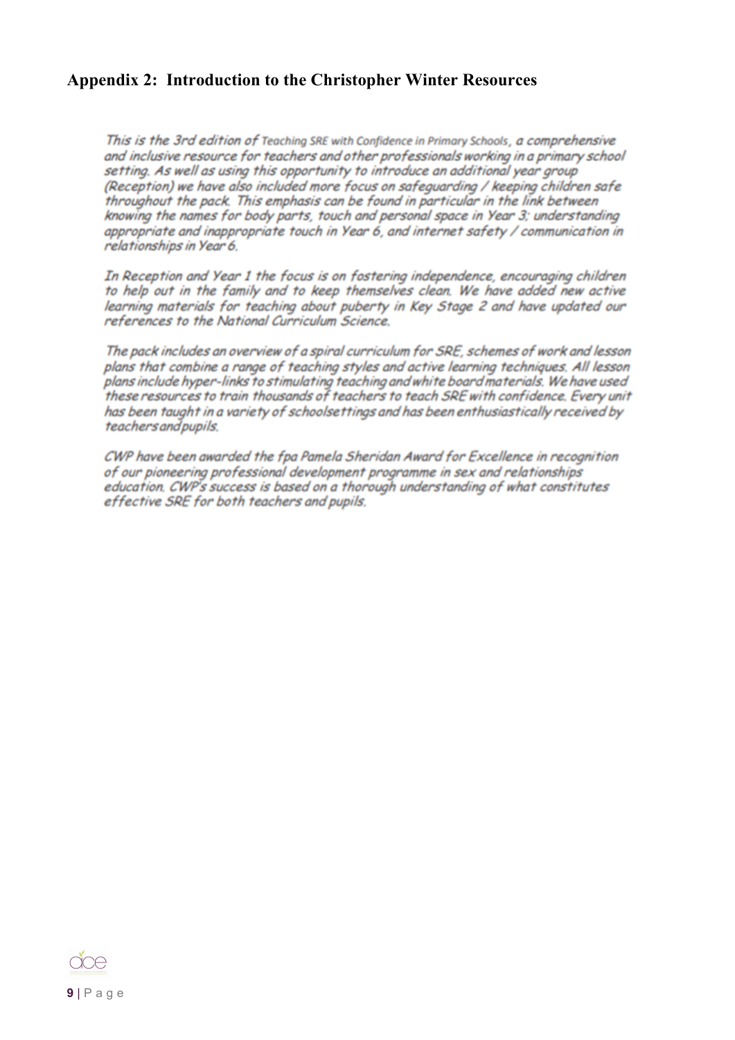## Appendix 2: Introduction to the Christopher Winter Resources

*This is the 3rd edition of* Teaching SRE with Confidence in Primary Schools, *a comprehensive and inclusive resource for teachers and other professionals working in a primary school setting. As well as using this opportunity to introduce an additional year group (Reception) we have also included more focus on safeguarding / keeping children safe throughout the pack. This emphasis can be found in particular in the link between knowing the names for body parts, touch and personal space in Year 3; understanding appropriate and inappropriate touch in Year 6, and internet safety / communication in relationships in Year 6.*

*In Reception and Year 1 the focus is on fostering independence, encouraging children to help out in the family and to keep themselves clean. We have added new active learning materials for teaching about puberty in Key Stage 2 and have updated our references to the National Curriculum Science.*

*The pack includes an overview of a spiral curriculum for SRE, schemes of work and lesson plans that combine a range of teaching styles and active learning techniques. All lesson plans include hyper-links to stimulating teaching and white board materials. We have used these resources to train thousands of teachers to teach SRE with confidence. Every unit has been taught in a variety of schoolsettings and has been enthusiastically received by teachersandpupils.*

*CWP have been awarded the fpa Pamela Sheridan Award for Excellence in recognition of our pioneering professional development programme in sex and relationships education. CWP's success is based on a thorough understanding of what constitutes effective SRE for both teachers and pupils.*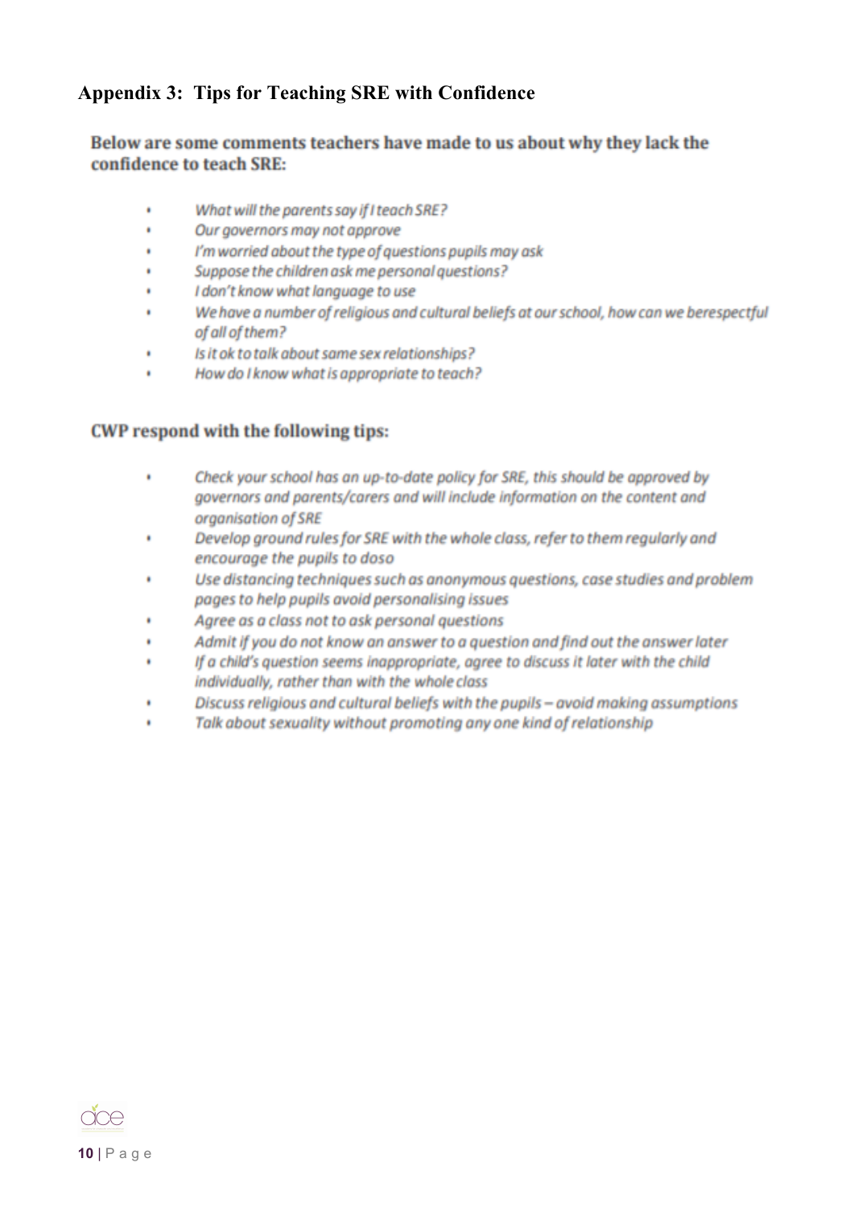## Appendix 3: Tips for Teaching SRE with Confidence

**Below are some comments teachers have made to us about why they lack the confidence to teach SRE:**

- *What will the parents say if I teach SRE?*
- *Our governors may not approve*
- *I'm worried about the type of questions pupils may ask*
- *Suppose the children ask me personal questions?*
- *I don't know what language to use*
- *We have a number of religious and cultural beliefs at our school, how can we berespectful of all of them?*
- *Is it ok to talk about same sex relationships?*
- *How do I know what is appropriate to teach?*

**CWP respond with the following tips:**

- *Check your school has an up-to-date policy for SRE, this should be approved by governors and parents/carers and will include information on the content and organisation of SRE*
- *Develop ground rules for SRE with the whole class, refer to them regularly and encourage the pupils to doso*
- *Use distancing techniques such as anonymous questions, case studies and problem pages to help pupils avoid personalising issues*
- *Agree as a class not to ask personal questions*
- *Admit if you do not know an answer to a question and find out the answer later*
- *If a child's question seems inappropriate, agree to discuss it later with the child individually, rather than with the whole class*
- *Discuss religious and cultural beliefs with the pupils – avoid making assumptions*
- *Talk about sexuality without promoting any one kind of relationship*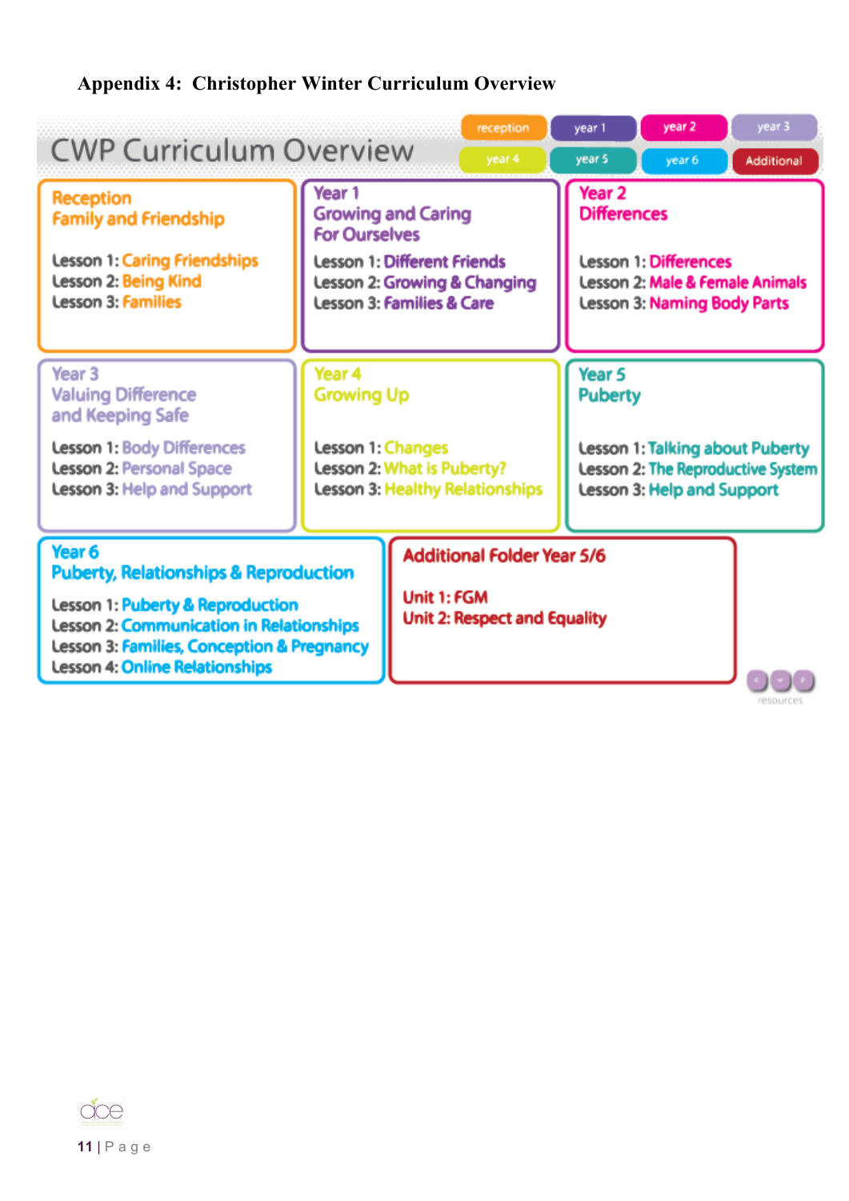# Appendix 4: Christopher Winter Curriculum Overview

## CWP Curriculum Overview

reception | year 1 | year 2 | year 3 | year 4 | year 5 | year 6 | Additional

### Reception
**Family and Friendship**

Lesson 1: Caring Friendships
Lesson 2: Being Kind
Lesson 3: Families

### Year 1
**Growing and Caring For Ourselves**

Lesson 1: Different Friends
Lesson 2: Growing & Changing
Lesson 3: Families & Care

### Year 2
**Differences**

Lesson 1: Differences
Lesson 2: Male & Female Animals
Lesson 3: Naming Body Parts

### Year 3
**Valuing Difference and Keeping Safe**

Lesson 1: Body Differences
Lesson 2: Personal Space
Lesson 3: Help and Support

### Year 4
**Growing Up**

Lesson 1: Changes
Lesson 2: What is Puberty?
Lesson 3: Healthy Relationships

### Year 5
**Puberty**

Lesson 1: Talking about Puberty
Lesson 2: The Reproductive System
Lesson 3: Help and Support

### Year 6
**Puberty, Relationships & Reproduction**

Lesson 1: Puberty & Reproduction
Lesson 2: Communication in Relationships
Lesson 3: Families, Conception & Pregnancy
Lesson 4: Online Relationships

### Additional Folder Year 5/6

Unit 1: FGM
Unit 2: Respect and Equality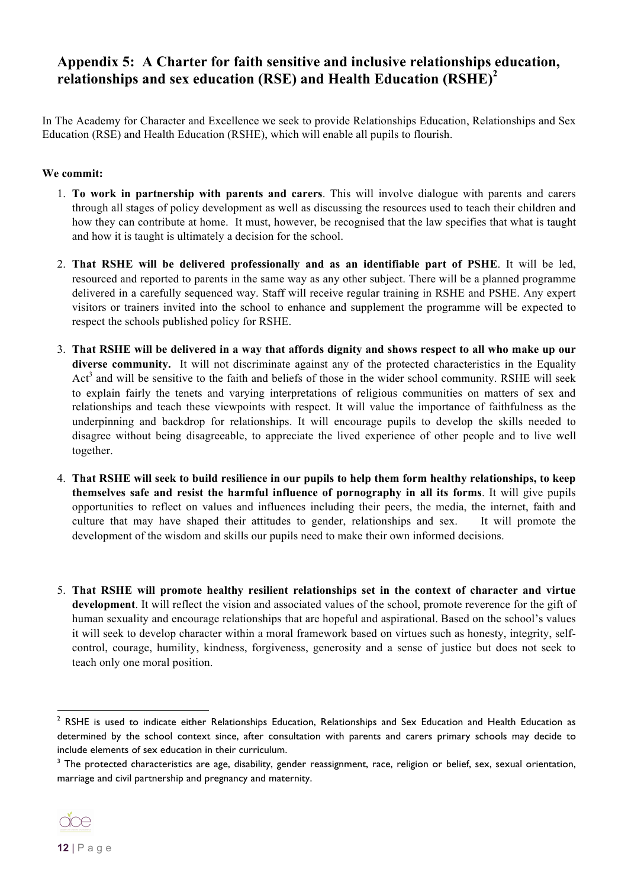## Appendix 5: A Charter for faith sensitive and inclusive relationships education, relationships and sex education (RSE) and Health Education (RSHE)[2]

In The Academy for Character and Excellence we seek to provide Relationships Education, Relationships and Sex Education (RSE) and Health Education (RSHE), which will enable all pupils to flourish.

**We commit:**

1. **To work in partnership with parents and carers**. This will involve dialogue with parents and carers through all stages of policy development as well as discussing the resources used to teach their children and how they can contribute at home. It must, however, be recognised that the law specifies that what is taught and how it is taught is ultimately a decision for the school.

2. **That RSHE will be delivered professionally and as an identifiable part of PSHE**. It will be led, resourced and reported to parents in the same way as any other subject. There will be a planned programme delivered in a carefully sequenced way. Staff will receive regular training in RSHE and PSHE. Any expert visitors or trainers invited into the school to enhance and supplement the programme will be expected to respect the schools published policy for RSHE.

3. **That RSHE will be delivered in a way that affords dignity and shows respect to all who make up our diverse community.** It will not discriminate against any of the protected characteristics in the Equality Act[3] and will be sensitive to the faith and beliefs of those in the wider school community. RSHE will seek to explain fairly the tenets and varying interpretations of religious communities on matters of sex and relationships and teach these viewpoints with respect. It will value the importance of faithfulness as the underpinning and backdrop for relationships. It will encourage pupils to develop the skills needed to disagree without being disagreeable, to appreciate the lived experience of other people and to live well together.

4. **That RSHE will seek to build resilience in our pupils to help them form healthy relationships, to keep themselves safe and resist the harmful influence of pornography in all its forms**. It will give pupils opportunities to reflect on values and influences including their peers, the media, the internet, faith and culture that may have shaped their attitudes to gender, relationships and sex. It will promote the development of the wisdom and skills our pupils need to make their own informed decisions.

5. **That RSHE will promote healthy resilient relationships set in the context of character and virtue development**. It will reflect the vision and associated values of the school, promote reverence for the gift of human sexuality and encourage relationships that are hopeful and aspirational. Based on the school's values it will seek to develop character within a moral framework based on virtues such as honesty, integrity, self-control, courage, humility, kindness, forgiveness, generosity and a sense of justice but does not seek to teach only one moral position.

---

[2] RSHE is used to indicate either Relationships Education, Relationships and Sex Education and Health Education as determined by the school context since, after consultation with parents and carers primary schools may decide to include elements of sex education in their curriculum.

[3] The protected characteristics are age, disability, gender reassignment, race, religion or belief, sex, sexual orientation, marriage and civil partnership and pregnancy and maternity.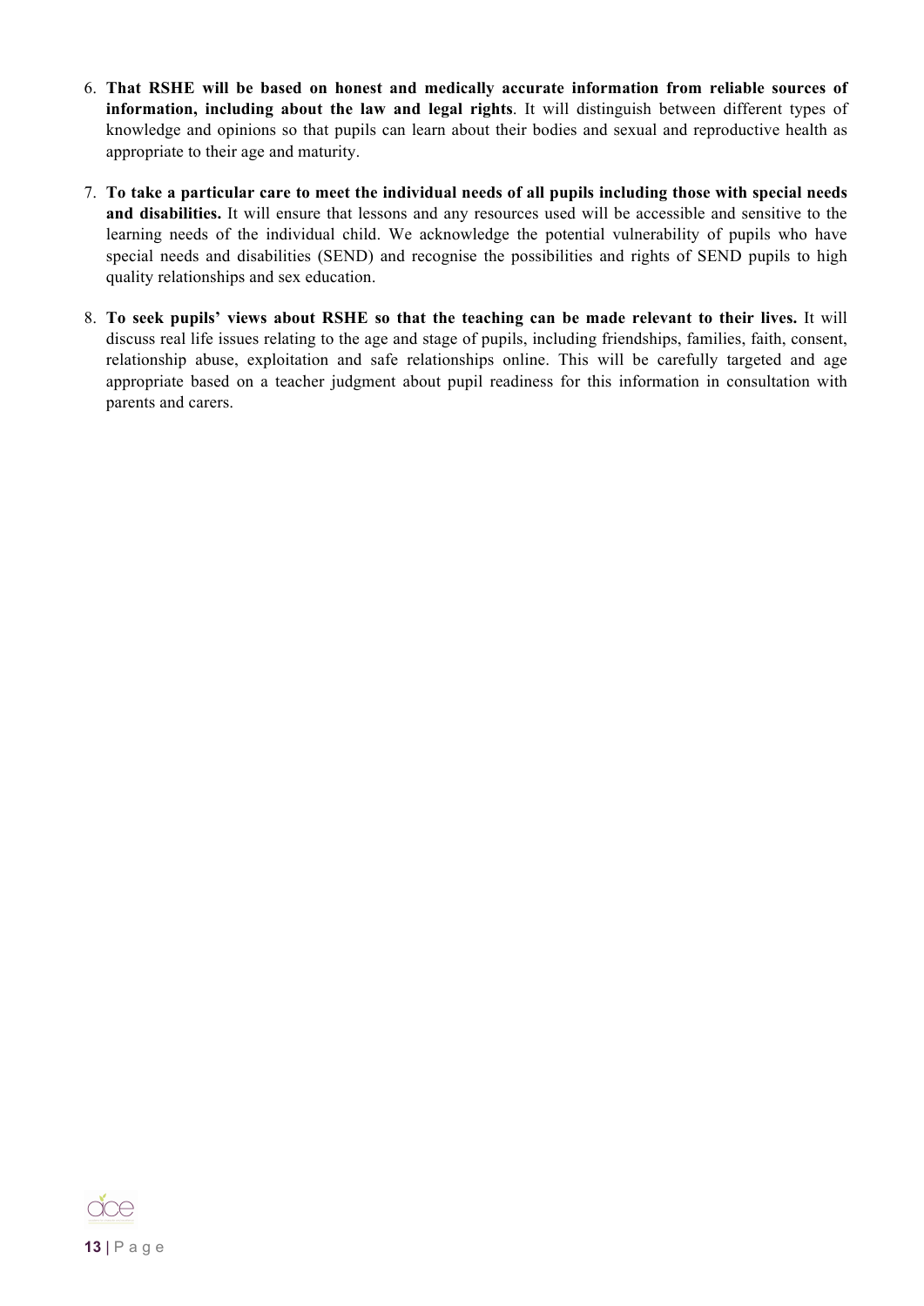6. **That RSHE will be based on honest and medically accurate information from reliable sources of information, including about the law and legal rights**. It will distinguish between different types of knowledge and opinions so that pupils can learn about their bodies and sexual and reproductive health as appropriate to their age and maturity.

7. **To take a particular care to meet the individual needs of all pupils including those with special needs and disabilities.** It will ensure that lessons and any resources used will be accessible and sensitive to the learning needs of the individual child. We acknowledge the potential vulnerability of pupils who have special needs and disabilities (SEND) and recognise the possibilities and rights of SEND pupils to high quality relationships and sex education.

8. **To seek pupils' views about RSHE so that the teaching can be made relevant to their lives.** It will discuss real life issues relating to the age and stage of pupils, including friendships, families, faith, consent, relationship abuse, exploitation and safe relationships online. This will be carefully targeted and age appropriate based on a teacher judgment about pupil readiness for this information in consultation with parents and carers.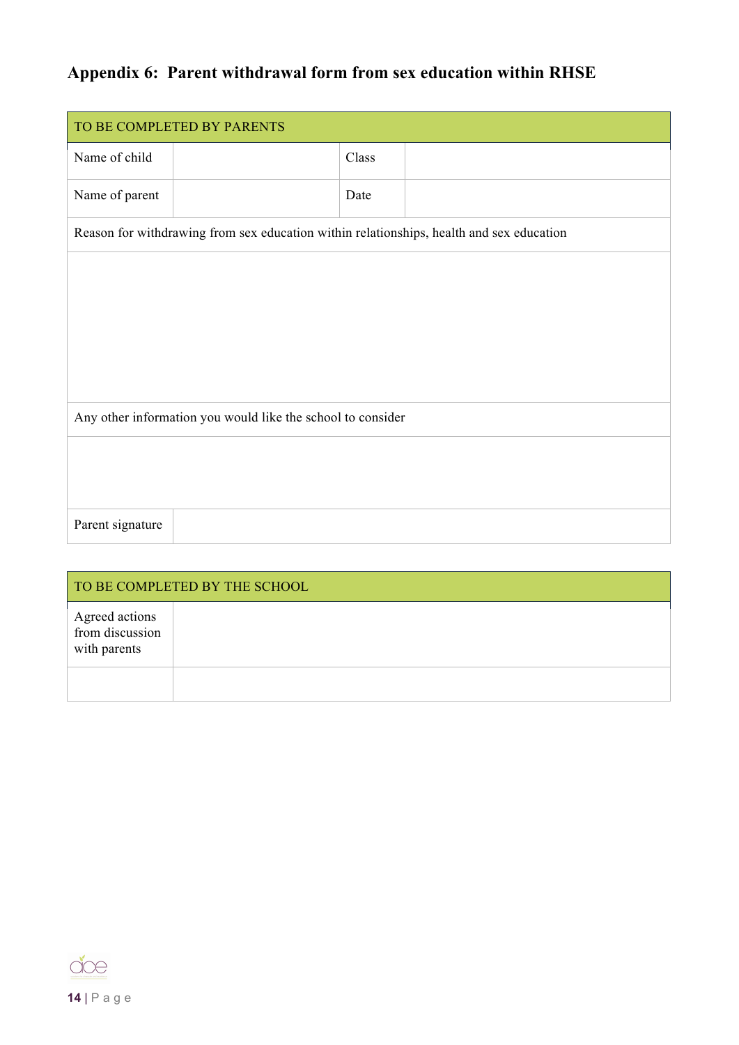## Appendix 6: Parent withdrawal form from sex education within RHSE

| TO BE COMPLETED BY PARENTS | | | |
|---|---|---|---|
| Name of child | | Class | |
| Name of parent | | Date | |
| Reason for withdrawing from sex education within relationships, health and sex education | | | |
| | | | |
| Any other information you would like the school to consider | | | |
| | | | |
| Parent signature | | | |

| TO BE COMPLETED BY THE SCHOOL | |
|---|---|
| Agreed actions from discussion with parents | |
| | |